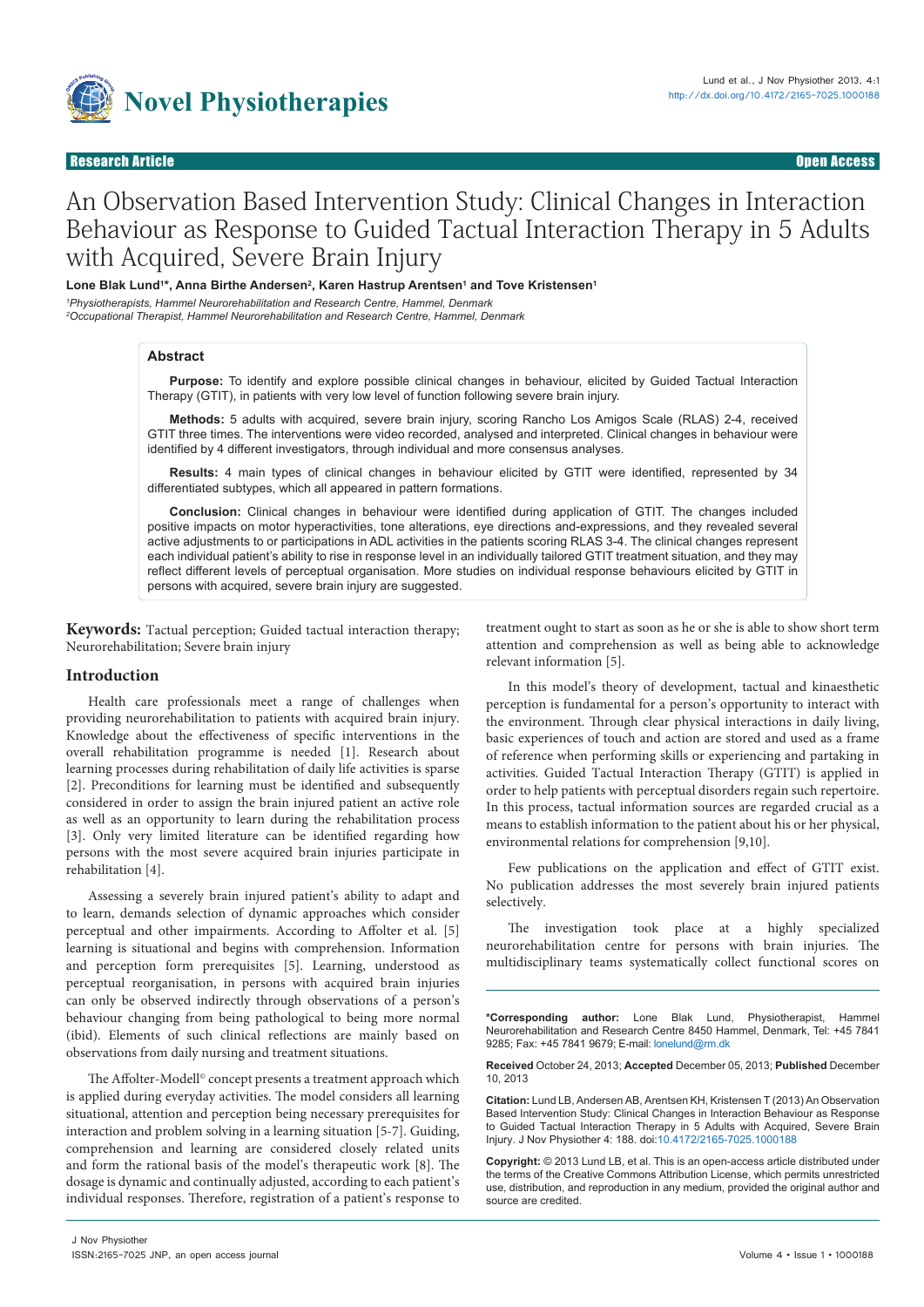Research Article | Open Access

# An Observation Based Intervention Study: Clinical Changes in Interaction Behaviour as Response to Guided Tactual Interaction Therapy in 5 Adults with Acquired, Severe Brain Injury

**Lone Blak Lund[1]*, Anna Birthe Andersen[2], Karen Hastrup Arentsen[1] and Tove Kristensen[1]**

[1]*Physiotherapists, Hammel Neurorehabilitation and Research Centre, Hammel, Denmark*
[2]*Occupational Therapist, Hammel Neurorehabilitation and Research Centre, Hammel, Denmark*

## Abstract

**Purpose:** To identify and explore possible clinical changes in behaviour, elicited by Guided Tactual Interaction Therapy (GTIT), in patients with very low level of function following severe brain injury.

**Methods:** 5 adults with acquired, severe brain injury, scoring Rancho Los Amigos Scale (RLAS) 2-4, received GTIT three times. The interventions were video recorded, analysed and interpreted. Clinical changes in behaviour were identified by 4 different investigators, through individual and more consensus analyses.

**Results:** 4 main types of clinical changes in behaviour elicited by GTIT were identified, represented by 34 differentiated subtypes, which all appeared in pattern formations.

**Conclusion:** Clinical changes in behaviour were identified during application of GTIT. The changes included positive impacts on motor hyperactivities, tone alterations, eye directions and-expressions, and they revealed several active adjustments to or participations in ADL activities in the patients scoring RLAS 3-4. The clinical changes represent each individual patient's ability to rise in response level in an individually tailored GTIT treatment situation, and they may reflect different levels of perceptual organisation. More studies on individual response behaviours elicited by GTIT in persons with acquired, severe brain injury are suggested.

**Keywords:** Tactual perception; Guided tactual interaction therapy; Neurorehabilitation; Severe brain injury

## Introduction

Health care professionals meet a range of challenges when providing neurorehabilitation to patients with acquired brain injury. Knowledge about the effectiveness of specific interventions in the overall rehabilitation programme is needed [1]. Research about learning processes during rehabilitation of daily life activities is sparse [2]. Preconditions for learning must be identified and subsequently considered in order to assign the brain injured patient an active role as well as an opportunity to learn during the rehabilitation process [3]. Only very limited literature can be identified regarding how persons with the most severe acquired brain injuries participate in rehabilitation [4].

Assessing a severely brain injured patient's ability to adapt and to learn, demands selection of dynamic approaches which consider perceptual and other impairments. According to Affolter et al. [5] learning is situational and begins with comprehension. Information and perception form prerequisites [5]. Learning, understood as perceptual reorganisation, in persons with acquired brain injuries can only be observed indirectly through observations of a person's behaviour changing from being pathological to being more normal (ibid). Elements of such clinical reflections are mainly based on observations from daily nursing and treatment situations.

The Affolter-Modell© concept presents a treatment approach which is applied during everyday activities. The model considers all learning situational, attention and perception being necessary prerequisites for interaction and problem solving in a learning situation [5-7]. Guiding, comprehension and learning are considered closely related units and form the rational basis of the model's therapeutic work [8]. The dosage is dynamic and continually adjusted, according to each patient's individual responses. Therefore, registration of a patient's response to treatment ought to start as soon as he or she is able to show short term attention and comprehension as well as being able to acknowledge relevant information [5].

In this model's theory of development, tactual and kinaesthetic perception is fundamental for a person's opportunity to interact with the environment. Through clear physical interactions in daily living, basic experiences of touch and action are stored and used as a frame of reference when performing skills or experiencing and partaking in activities. Guided Tactual Interaction Therapy (GTIT) is applied in order to help patients with perceptual disorders regain such repertoire. In this process, tactual information sources are regarded crucial as a means to establish information to the patient about his or her physical, environmental relations for comprehension [9,10].

Few publications on the application and effect of GTIT exist. No publication addresses the most severely brain injured patients selectively.

The investigation took place at a highly specialized neurorehabilitation centre for persons with brain injuries. The multidisciplinary teams systematically collect functional scores on

---

**\*Corresponding author:** Lone Blak Lund, Physiotherapist, Hammel Neurorehabilitation and Research Centre 8450 Hammel, Denmark, Tel: +45 7841 9285; Fax: +45 7841 9679; E-mail: lonelund@rm.dk

**Received** October 24, 2013; **Accepted** December 05, 2013; **Published** December 10, 2013

**Citation:** Lund LB, Andersen AB, Arentsen KH, Kristensen T (2013) An Observation Based Intervention Study: Clinical Changes in Interaction Behaviour as Response to Guided Tactual Interaction Therapy in 5 Adults with Acquired, Severe Brain Injury. J Nov Physiother 4: 188. doi:10.4172/2165-7025.1000188

**Copyright:** © 2013 Lund LB, et al. This is an open-access article distributed under the terms of the Creative Commons Attribution License, which permits unrestricted use, distribution, and reproduction in any medium, provided the original author and source are credited.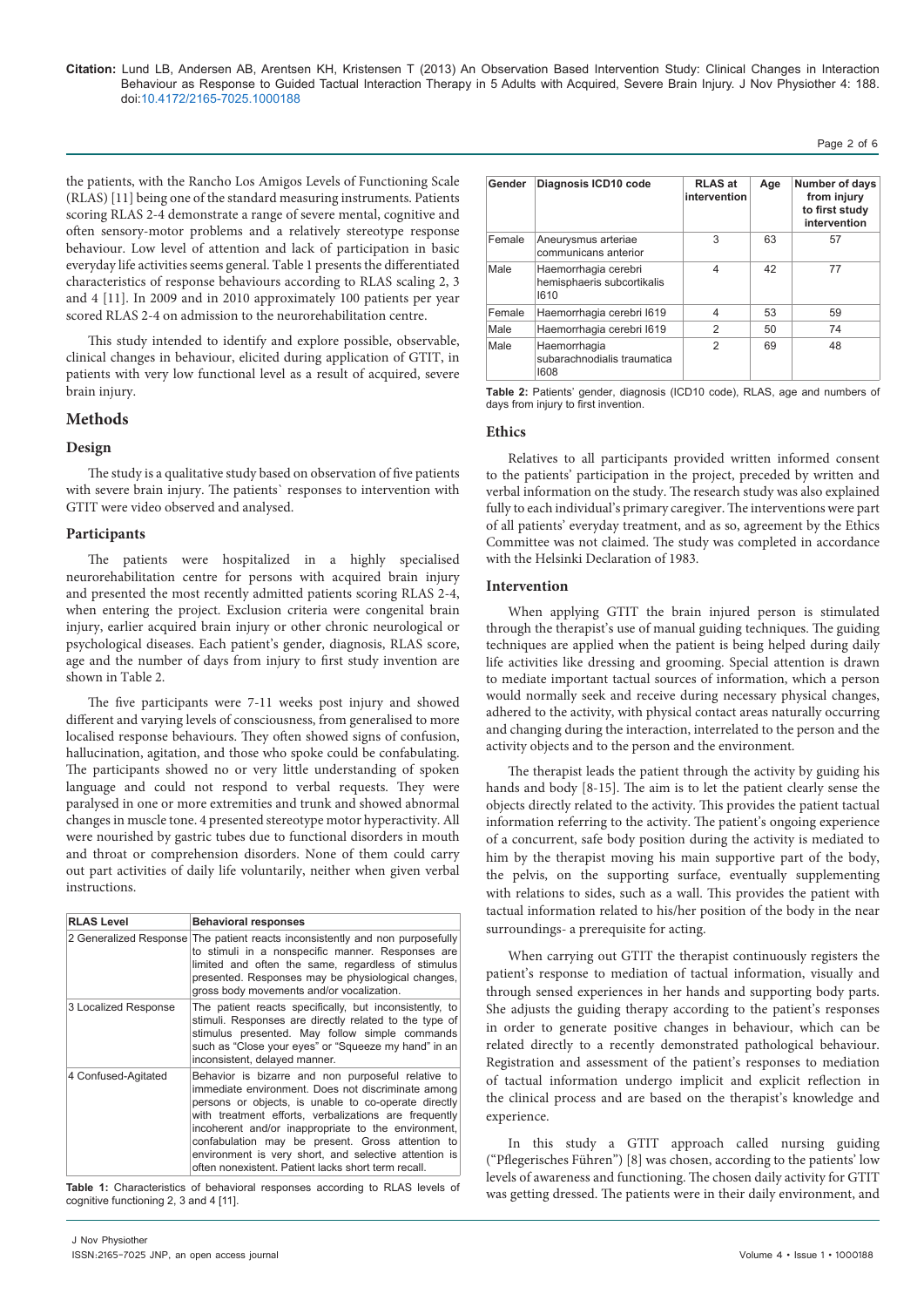the patients, with the Rancho Los Amigos Levels of Functioning Scale (RLAS) [11] being one of the standard measuring instruments. Patients scoring RLAS 2-4 demonstrate a range of severe mental, cognitive and often sensory-motor problems and a relatively stereotype response behaviour. Low level of attention and lack of participation in basic everyday life activities seems general. Table 1 presents the differentiated characteristics of response behaviours according to RLAS scaling 2, 3 and 4 [11]. In 2009 and in 2010 approximately 100 patients per year scored RLAS 2-4 on admission to the neurorehabilitation centre.

This study intended to identify and explore possible, observable, clinical changes in behaviour, elicited during application of GTIT, in patients with very low functional level as a result of acquired, severe brain injury.

## Methods

### Design

The study is a qualitative study based on observation of five patients with severe brain injury. The patients` responses to intervention with GTIT were video observed and analysed.

### Participants

The patients were hospitalized in a highly specialised neurorehabilitation centre for persons with acquired brain injury and presented the most recently admitted patients scoring RLAS 2-4, when entering the project. Exclusion criteria were congenital brain injury, earlier acquired brain injury or other chronic neurological or psychological diseases. Each patient's gender, diagnosis, RLAS score, age and the number of days from injury to first study invention are shown in Table 2.

The five participants were 7-11 weeks post injury and showed different and varying levels of consciousness, from generalised to more localised response behaviours. They often showed signs of confusion, hallucination, agitation, and those who spoke could be confabulating. The participants showed no or very little understanding of spoken language and could not respond to verbal requests. They were paralysed in one or more extremities and trunk and showed abnormal changes in muscle tone. 4 presented stereotype motor hyperactivity. All were nourished by gastric tubes due to functional disorders in mouth and throat or comprehension disorders. None of them could carry out part activities of daily life voluntarily, neither when given verbal instructions.

| RLAS Level | Behavioral responses |
|---|---|
| 2 Generalized Response | The patient reacts inconsistently and non purposefully to stimuli in a nonspecific manner. Responses are limited and often the same, regardless of stimulus presented. Responses may be physiological changes, gross body movements and/or vocalization. |
| 3 Localized Response | The patient reacts specifically, but inconsistently, to stimuli. Responses are directly related to the type of stimulus presented. May follow simple commands such as "Close your eyes" or "Squeeze my hand" in an inconsistent, delayed manner. |
| 4 Confused-Agitated | Behavior is bizarre and non purposeful relative to immediate environment. Does not discriminate among persons or objects, is unable to co-operate directly with treatment efforts, verbalizations are frequently incoherent and/or inappropriate to the environment, confabulation may be present. Gross attention to environment is very short, and selective attention is often nonexistent. Patient lacks short term recall. |

**Table 1:** Characteristics of behavioral responses according to RLAS levels of cognitive functioning 2, 3 and 4 [11].

| Gender | Diagnosis ICD10 code | RLAS at intervention | Age | Number of days from injury to first study intervention |
|---|---|---|---|---|
| Female | Aneurysmus arteriae communicans anterior | 3 | 63 | 57 |
| Male | Haemorrhagia cerebri hemisphaeris subcortikalis I610 | 4 | 42 | 77 |
| Female | Haemorrhagia cerebri I619 | 4 | 53 | 59 |
| Male | Haemorrhagia cerebri I619 | 2 | 50 | 74 |
| Male | Haemorrhagia subarachnodialis traumatica I608 | 2 | 69 | 48 |

**Table 2:** Patients' gender, diagnosis (ICD10 code), RLAS, age and numbers of days from injury to first invention.

### Ethics

Relatives to all participants provided written informed consent to the patients' participation in the project, preceded by written and verbal information on the study. The research study was also explained fully to each individual's primary caregiver. The interventions were part of all patients' everyday treatment, and as so, agreement by the Ethics Committee was not claimed. The study was completed in accordance with the Helsinki Declaration of 1983.

### Intervention

When applying GTIT the brain injured person is stimulated through the therapist's use of manual guiding techniques. The guiding techniques are applied when the patient is being helped during daily life activities like dressing and grooming. Special attention is drawn to mediate important tactual sources of information, which a person would normally seek and receive during necessary physical changes, adhered to the activity, with physical contact areas naturally occurring and changing during the interaction, interrelated to the person and the activity objects and to the person and the environment.

The therapist leads the patient through the activity by guiding his hands and body [8-15]. The aim is to let the patient clearly sense the objects directly related to the activity. This provides the patient tactual information referring to the activity. The patient's ongoing experience of a concurrent, safe body position during the activity is mediated to him by the therapist moving his main supportive part of the body, the pelvis, on the supporting surface, eventually supplementing with relations to sides, such as a wall. This provides the patient with tactual information related to his/her position of the body in the near surroundings- a prerequisite for acting.

When carrying out GTIT the therapist continuously registers the patient's response to mediation of tactual information, visually and through sensed experiences in her hands and supporting body parts. She adjusts the guiding therapy according to the patient's responses in order to generate positive changes in behaviour, which can be related directly to a recently demonstrated pathological behaviour. Registration and assessment of the patient's responses to mediation of tactual information undergo implicit and explicit reflection in the clinical process and are based on the therapist's knowledge and experience.

In this study a GTIT approach called nursing guiding ("Pflegerisches Führen") [8] was chosen, according to the patients' low levels of awareness and functioning. The chosen daily activity for GTIT was getting dressed. The patients were in their daily environment, and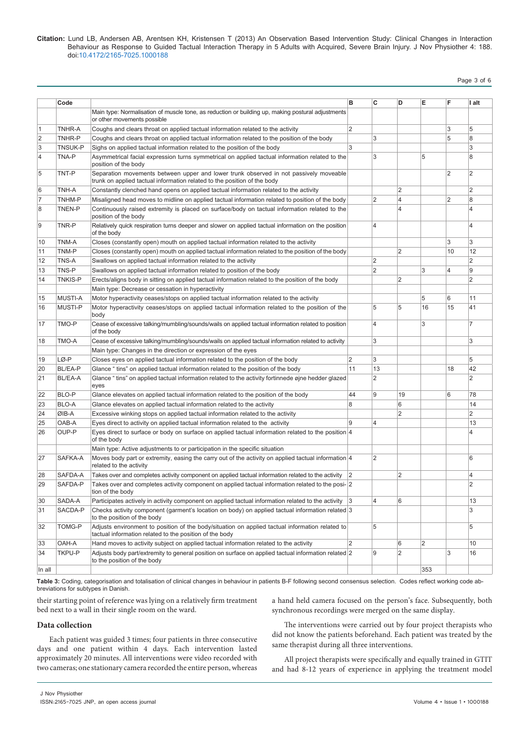| | Code | | B | C | D | E | F | I alt |
|---|---|---|---|---|---|---|---|---|
| | | Main type: Normalisation of muscle tone, as reduction or building up, making postural adjustments or other movements possible | | | | | | |
| 1 | TNHR-A | Coughs and clears throat on applied tactual information related to the activity | 2 | | | | 3 | 5 |
| 2 | TNHR-P | Coughs and clears throat on applied tactual information related to the position of the body | | 3 | | | 5 | 8 |
| 3 | TNSUK-P | Sighs on applied tactual information related to the position of the body | 3 | | | | | 3 |
| 4 | TNA-P | Asymmetrical facial expression turns symmetrical on applied tactual information related to the position of the body | | 3 | | 5 | | 8 |
| 5 | TNT-P | Separation movements between upper and lower trunk observed in not passively moveable trunk on applied tactual information related to the position of the body | | | | | 2 | 2 |
| 6 | TNH-A | Constantly clenched hand opens on applied tactual information related to the activity | | | 2 | | | 2 |
| 7 | TNHM-P | Misaligned head moves to midline on applied tactual information related to position of the body | | 2 | 4 | | 2 | 8 |
| 8 | TNEN-P | Continuously raised extremity is placed on surface/body on tactual information related to the position of the body | | | 4 | | | 4 |
| 9 | TNR-P | Relatively quick respiration turns deeper and slower on applied tactual information on the position of the body | | 4 | | | | 4 |
| 10 | TNM-A | Closes (constantly open) mouth on applied tactual information related to the activity | | | | | 3 | 3 |
| 11 | TNM-P | Closes (constantly open) mouth on applied tactual information related to the position of the body | | | 2 | | 10 | 12 |
| 12 | TNS-A | Swallows on applied tactual information related to the activity | | 2 | | | | 2 |
| 13 | TNS-P | Swallows on applied tactual information related to position of the body | | 2 | | 3 | 4 | 9 |
| 14 | TNKIS-P | Erects/aligns body in sitting on applied tactual information related to the position of the body | | | 2 | | | 2 |
| | | Main type: Decrease or cessation in hyperactivity | | | | | | |
| 15 | MUSTI-A | Motor hyperactivity ceases/stops on applied tactual information related to the activity | | | | 5 | 6 | 11 |
| 16 | MUSTI-P | Motor hyperactivity ceases/stops on applied tactual information related to the position of the body | | 5 | 5 | 16 | 15 | 41 |
| 17 | TMO-P | Cease of excessive talking/mumbling/sounds/wails on applied tactual information related to position of the body | | 4 | | 3 | | 7 |
| 18 | TMO-A | Cease of excessive talking/mumbling/sounds/wails on applied tactual information related to activity | | 3 | | | | 3 |
| | | Main type: Changes in the direction or expression of the eyes | | | | | | |
| 19 | LØ-P | Closes eyes on applied tactual information related to the position of the body | 2 | 3 | | | | 5 |
| 20 | BL/EA-P | Glance " tins" on applied tactual information related to the position of the body | 11 | 13 | | | 18 | 42 |
| 21 | BL/EA-A | Glance " tins" on applied tactual information related to the activity fortinnede øjne hedder glazed eyes | | 2 | | | | 2 |
| 22 | BLO-P | Glance elevates on applied tactual information related to the position of the body | 44 | 9 | 19 | | 6 | 78 |
| 23 | BLO-A | Glance elevates on applied tactual information related to the activity | 8 | | 6 | | | 14 |
| 24 | ØIB-A | Excessive winking stops on applied tactual information related to the activity | | | 2 | | | 2 |
| 25 | OAB-A | Eyes direct to activity on applied tactual information related to the activity | 9 | 4 | | | | 13 |
| 26 | OUP-P | Eyes direct to surface or body on surface on applied tactual information related to the position of the body | 4 | | | | | 4 |
| | | Main type: Active adjustments to or participation in the specific situation | | | | | | |
| 27 | SAFKA-A | Moves body part or extremity, easing the carry out of the activity on applied tactual information related to the activity | 4 | 2 | | | | 6 |
| 28 | SAFDA-A | Takes over and completes activity component on applied tactual information related to the activity | 2 | | 2 | | | 4 |
| 29 | SAFDA-P | Takes over and completes activity component on applied tactual information related to the position of the body | 2 | | | | | 2 |
| 30 | SADA-A | Participates actively in activity component on applied tactual information related to the activity | 3 | 4 | 6 | | | 13 |
| 31 | SACDA-P | Checks activity component (garment's location on body) on applied tactual information related to the position of the body | 3 | | | | | 3 |
| 32 | TOMG-P | Adjusts environment to position of the body/situation on applied tactual information related to tactual information related to the position of the body | | 5 | | | | 5 |
| 33 | OAH-A | Hand moves to activity subject on applied tactual information related to the activity | 2 | | 6 | 2 | | 10 |
| 34 | TKPU-P | Adjusts body part/extremity to general position on surface on applied tactual information related to the position of the body | 2 | 9 | 2 | | 3 | 16 |
| In all | | | | | | 353 | | |

**Table 3:** Coding, categorisation and totalisation of clinical changes in behaviour in patients B-F following second consensus selection. Codes reflect working code abbreviations for subtypes in Danish.

their starting point of reference was lying on a relatively firm treatment bed next to a wall in their single room on the ward.

## Data collection

Each patient was guided 3 times; four patients in three consecutive days and one patient within 4 days. Each intervention lasted approximately 20 minutes. All interventions were video recorded with two cameras; one stationary camera recorded the entire person, whereas a hand held camera focused on the person's face. Subsequently, both synchronous recordings were merged on the same display.

The interventions were carried out by four project therapists who did not know the patients beforehand. Each patient was treated by the same therapist during all three interventions.

All project therapists were specifically and equally trained in GTIT and had 8-12 years of experience in applying the treatment model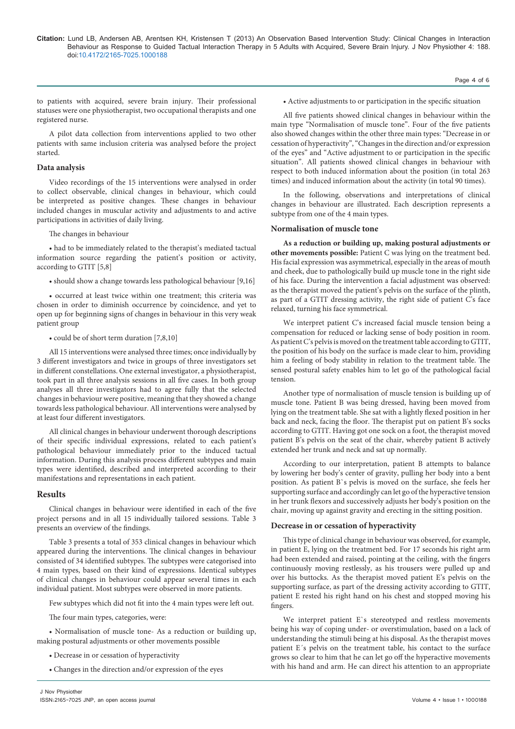to patients with acquired, severe brain injury. Their professional statuses were one physiotherapist, two occupational therapists and one registered nurse.

A pilot data collection from interventions applied to two other patients with same inclusion criteria was analysed before the project started.

### Data analysis

Video recordings of the 15 interventions were analysed in order to collect observable, clinical changes in behaviour, which could be interpreted as positive changes. These changes in behaviour included changes in muscular activity and adjustments to and active participations in activities of daily living.

The changes in behaviour

- had to be immediately related to the therapist's mediated tactual information source regarding the patient's position or activity, according to GTIT [5,8]
- should show a change towards less pathological behaviour [9,16]
- occurred at least twice within one treatment; this criteria was chosen in order to diminish occurrence by coincidence, and yet to open up for beginning signs of changes in behaviour in this very weak patient group
- could be of short term duration [7,8,10]

All 15 interventions were analysed three times; once individually by 3 different investigators and twice in groups of three investigators set in different constellations. One external investigator, a physiotherapist, took part in all three analysis sessions in all five cases. In both group analyses all three investigators had to agree fully that the selected changes in behaviour were positive, meaning that they showed a change towards less pathological behaviour. All interventions were analysed by at least four different investigators.

All clinical changes in behaviour underwent thorough descriptions of their specific individual expressions, related to each patient's pathological behaviour immediately prior to the induced tactual information. During this analysis process different subtypes and main types were identified, described and interpreted according to their manifestations and representations in each patient.

## Results

Clinical changes in behaviour were identified in each of the five project persons and in all 15 individually tailored sessions. Table 3 presents an overview of the findings.

Table 3 presents a total of 353 clinical changes in behaviour which appeared during the interventions. The clinical changes in behaviour consisted of 34 identified subtypes. The subtypes were categorised into 4 main types, based on their kind of expressions. Identical subtypes of clinical changes in behaviour could appear several times in each individual patient. Most subtypes were observed in more patients.

Few subtypes which did not fit into the 4 main types were left out.

The four main types, categories, were:

- Normalisation of muscle tone- As a reduction or building up, making postural adjustments or other movements possible
- Decrease in or cessation of hyperactivity
- Changes in the direction and/or expression of the eyes
- Active adjustments to or participation in the specific situation

All five patients showed clinical changes in behaviour within the main type "Normalisation of muscle tone". Four of the five patients also showed changes within the other three main types: "Decrease in or cessation of hyperactivity", "Changes in the direction and/or expression of the eyes" and "Active adjustment to or participation in the specific situation". All patients showed clinical changes in behaviour with respect to both induced information about the position (in total 263 times) and induced information about the activity (in total 90 times).

In the following, observations and interpretations of clinical changes in behaviour are illustrated. Each description represents a subtype from one of the 4 main types.

### Normalisation of muscle tone

**As a reduction or building up, making postural adjustments or other movements possible:** Patient C was lying on the treatment bed. His facial expression was asymmetrical, especially in the areas of mouth and cheek, due to pathologically build up muscle tone in the right side of his face. During the intervention a facial adjustment was observed: as the therapist moved the patient's pelvis on the surface of the plinth, as part of a GTIT dressing activity, the right side of patient C's face relaxed, turning his face symmetrical.

We interpret patient C's increased facial muscle tension being a compensation for reduced or lacking sense of body position in room. As patient C's pelvis is moved on the treatment table according to GTIT, the position of his body on the surface is made clear to him, providing him a feeling of body stability in relation to the treatment table. The sensed postural safety enables him to let go of the pathological facial tension.

Another type of normalisation of muscle tension is building up of muscle tone. Patient B was being dressed, having been moved from lying on the treatment table. She sat with a lightly flexed position in her back and neck, facing the floor. The therapist put on patient B's socks according to GTIT. Having got one sock on a foot, the therapist moved patient B's pelvis on the seat of the chair, whereby patient B actively extended her trunk and neck and sat up normally.

According to our interpretation, patient B attempts to balance by lowering her body's center of gravity, pulling her body into a bent position. As patient B`s pelvis is moved on the surface, she feels her supporting surface and accordingly can let go of the hyperactive tension in her trunk flexors and successively adjusts her body's position on the chair, moving up against gravity and erecting in the sitting position.

### Decrease in or cessation of hyperactivity

This type of clinical change in behaviour was observed, for example, in patient E, lying on the treatment bed. For 17 seconds his right arm had been extended and raised, pointing at the ceiling, with the fingers continuously moving restlessly, as his trousers were pulled up and over his buttocks. As the therapist moved patient E's pelvis on the supporting surface, as part of the dressing activity according to GTIT, patient E rested his right hand on his chest and stopped moving his fingers.

We interpret patient E`s stereotyped and restless movements being his way of coping under- or overstimulation, based on a lack of understanding the stimuli being at his disposal. As the therapist moves patient E´s pelvis on the treatment table, his contact to the surface grows so clear to him that he can let go off the hyperactive movements with his hand and arm. He can direct his attention to an appropriate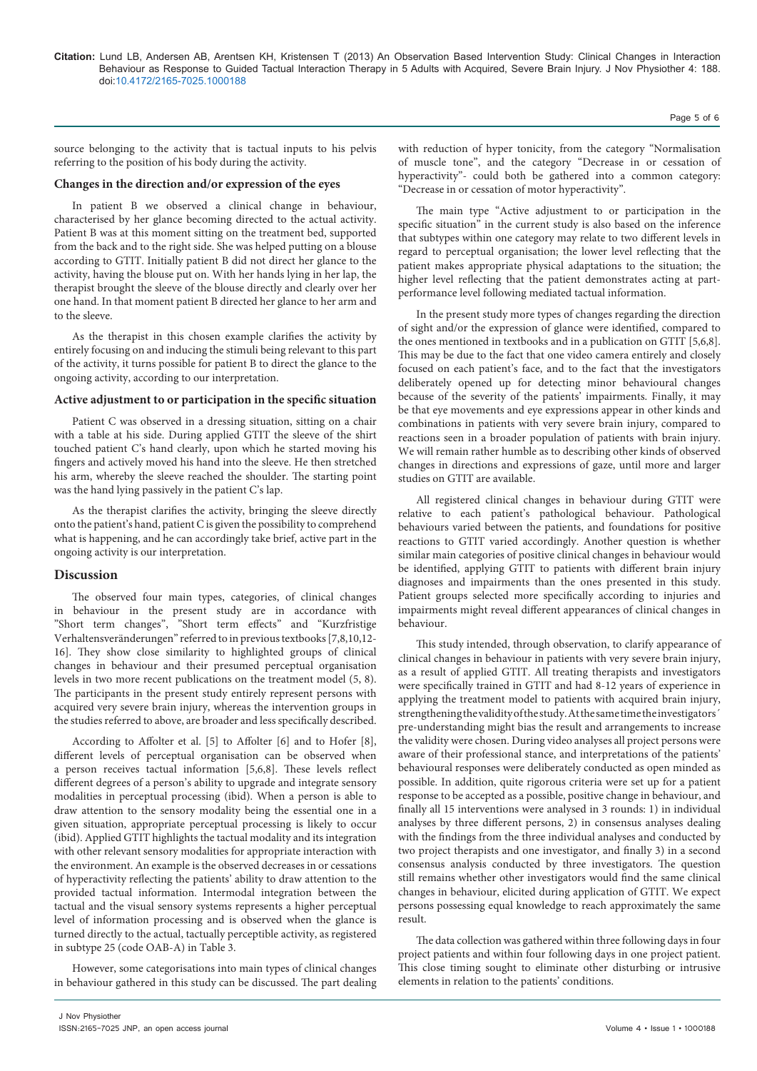source belonging to the activity that is tactual inputs to his pelvis referring to the position of his body during the activity.

### Changes in the direction and/or expression of the eyes

In patient B we observed a clinical change in behaviour, characterised by her glance becoming directed to the actual activity. Patient B was at this moment sitting on the treatment bed, supported from the back and to the right side. She was helped putting on a blouse according to GTIT. Initially patient B did not direct her glance to the activity, having the blouse put on. With her hands lying in her lap, the therapist brought the sleeve of the blouse directly and clearly over her one hand. In that moment patient B directed her glance to her arm and to the sleeve.

As the therapist in this chosen example clarifies the activity by entirely focusing on and inducing the stimuli being relevant to this part of the activity, it turns possible for patient B to direct the glance to the ongoing activity, according to our interpretation.

### Active adjustment to or participation in the specific situation

Patient C was observed in a dressing situation, sitting on a chair with a table at his side. During applied GTIT the sleeve of the shirt touched patient C's hand clearly, upon which he started moving his fingers and actively moved his hand into the sleeve. He then stretched his arm, whereby the sleeve reached the shoulder. The starting point was the hand lying passively in the patient C's lap.

As the therapist clarifies the activity, bringing the sleeve directly onto the patient's hand, patient C is given the possibility to comprehend what is happening, and he can accordingly take brief, active part in the ongoing activity is our interpretation.

## Discussion

The observed four main types, categories, of clinical changes in behaviour in the present study are in accordance with "Short term changes", "Short term effects" and "Kurzfristige Verhaltensveränderungen" referred to in previous textbooks [7,8,10,12-16]. They show close similarity to highlighted groups of clinical changes in behaviour and their presumed perceptual organisation levels in two more recent publications on the treatment model (5, 8). The participants in the present study entirely represent persons with acquired very severe brain injury, whereas the intervention groups in the studies referred to above, are broader and less specifically described.

According to Affolter et al. [5] to Affolter [6] and to Hofer [8], different levels of perceptual organisation can be observed when a person receives tactual information [5,6,8]. These levels reflect different degrees of a person's ability to upgrade and integrate sensory modalities in perceptual processing (ibid). When a person is able to draw attention to the sensory modality being the essential one in a given situation, appropriate perceptual processing is likely to occur (ibid). Applied GTIT highlights the tactual modality and its integration with other relevant sensory modalities for appropriate interaction with the environment. An example is the observed decreases in or cessations of hyperactivity reflecting the patients' ability to draw attention to the provided tactual information. Intermodal integration between the tactual and the visual sensory systems represents a higher perceptual level of information processing and is observed when the glance is turned directly to the actual, tactually perceptible activity, as registered in subtype 25 (code OAB-A) in Table 3.

However, some categorisations into main types of clinical changes in behaviour gathered in this study can be discussed. The part dealing with reduction of hyper tonicity, from the category "Normalisation of muscle tone", and the category "Decrease in or cessation of hyperactivity"- could both be gathered into a common category: "Decrease in or cessation of motor hyperactivity".

The main type "Active adjustment to or participation in the specific situation" in the current study is also based on the inference that subtypes within one category may relate to two different levels in regard to perceptual organisation; the lower level reflecting that the patient makes appropriate physical adaptations to the situation; the higher level reflecting that the patient demonstrates acting at part-performance level following mediated tactual information.

In the present study more types of changes regarding the direction of sight and/or the expression of glance were identified, compared to the ones mentioned in textbooks and in a publication on GTIT [5,6,8]. This may be due to the fact that one video camera entirely and closely focused on each patient's face, and to the fact that the investigators deliberately opened up for detecting minor behavioural changes because of the severity of the patients' impairments. Finally, it may be that eye movements and eye expressions appear in other kinds and combinations in patients with very severe brain injury, compared to reactions seen in a broader population of patients with brain injury. We will remain rather humble as to describing other kinds of observed changes in directions and expressions of gaze, until more and larger studies on GTIT are available.

All registered clinical changes in behaviour during GTIT were relative to each patient's pathological behaviour. Pathological behaviours varied between the patients, and foundations for positive reactions to GTIT varied accordingly. Another question is whether similar main categories of positive clinical changes in behaviour would be identified, applying GTIT to patients with different brain injury diagnoses and impairments than the ones presented in this study. Patient groups selected more specifically according to injuries and impairments might reveal different appearances of clinical changes in behaviour.

This study intended, through observation, to clarify appearance of clinical changes in behaviour in patients with very severe brain injury, as a result of applied GTIT. All treating therapists and investigators were specifically trained in GTIT and had 8-12 years of experience in applying the treatment model to patients with acquired brain injury, strengthening the validity of the study. At the same time the investigators´ pre-understanding might bias the result and arrangements to increase the validity were chosen. During video analyses all project persons were aware of their professional stance, and interpretations of the patients' behavioural responses were deliberately conducted as open minded as possible. In addition, quite rigorous criteria were set up for a patient response to be accepted as a possible, positive change in behaviour, and finally all 15 interventions were analysed in 3 rounds: 1) in individual analyses by three different persons, 2) in consensus analyses dealing with the findings from the three individual analyses and conducted by two project therapists and one investigator, and finally 3) in a second consensus analysis conducted by three investigators. The question still remains whether other investigators would find the same clinical changes in behaviour, elicited during application of GTIT. We expect persons possessing equal knowledge to reach approximately the same result.

The data collection was gathered within three following days in four project patients and within four following days in one project patient. This close timing sought to eliminate other disturbing or intrusive elements in relation to the patients' conditions.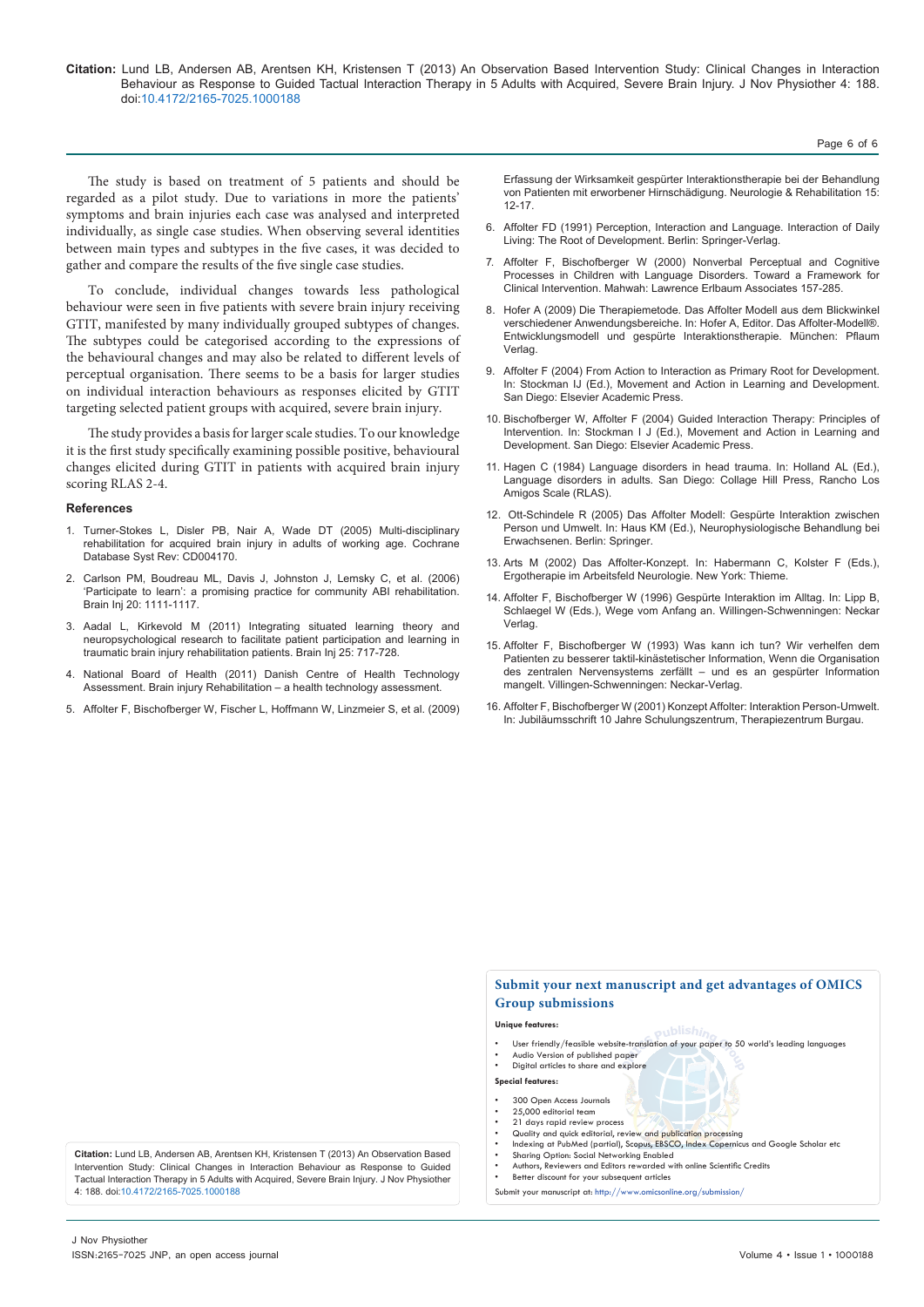The study is based on treatment of 5 patients and should be regarded as a pilot study. Due to variations in more the patients' symptoms and brain injuries each case was analysed and interpreted individually, as single case studies. When observing several identities between main types and subtypes in the five cases, it was decided to gather and compare the results of the five single case studies.

To conclude, individual changes towards less pathological behaviour were seen in five patients with severe brain injury receiving GTIT, manifested by many individually grouped subtypes of changes. The subtypes could be categorised according to the expressions of the behavioural changes and may also be related to different levels of perceptual organisation. There seems to be a basis for larger studies on individual interaction behaviours as responses elicited by GTIT targeting selected patient groups with acquired, severe brain injury.

The study provides a basis for larger scale studies. To our knowledge it is the first study specifically examining possible positive, behavioural changes elicited during GTIT in patients with acquired brain injury scoring RLAS 2-4.

## References

1. Turner-Stokes L, Disler PB, Nair A, Wade DT (2005) Multi-disciplinary rehabilitation for acquired brain injury in adults of working age. Cochrane Database Syst Rev: CD004170.
2. Carlson PM, Boudreau ML, Davis J, Johnston J, Lemsky C, et al. (2006) 'Participate to learn': a promising practice for community ABI rehabilitation. Brain Inj 20: 1111-1117.
3. Aadal L, Kirkevold M (2011) Integrating situated learning theory and neuropsychological research to facilitate patient participation and learning in traumatic brain injury rehabilitation patients. Brain Inj 25: 717-728.
4. National Board of Health (2011) Danish Centre of Health Technology Assessment. Brain injury Rehabilitation – a health technology assessment.
5. Affolter F, Bischofberger W, Fischer L, Hoffmann W, Linzmeier S, et al. (2009) Erfassung der Wirksamkeit gespürter Interaktionstherapie bei der Behandlung von Patienten mit erworbener Hirnschädigung. Neurologie & Rehabilitation 15: 12-17.
6. Affolter FD (1991) Perception, Interaction and Language. Interaction of Daily Living: The Root of Development. Berlin: Springer-Verlag.
7. Affolter F, Bischofberger W (2000) Nonverbal Perceptual and Cognitive Processes in Children with Language Disorders. Toward a Framework for Clinical Intervention. Mahwah: Lawrence Erlbaum Associates 157-285.
8. Hofer A (2009) Die Therapiemetode. Das Affolter Modell aus dem Blickwinkel verschiedener Anwendungsbereiche. In: Hofer A, Editor. Das Affolter-Modell®. Entwicklungsmodell und gespürte Interaktionstherapie. München: Pflaum Verlag.
9. Affolter F (2004) From Action to Interaction as Primary Root for Development. In: Stockman IJ (Ed.), Movement and Action in Learning and Development. San Diego: Elsevier Academic Press.
10. Bischofberger W, Affolter F (2004) Guided Interaction Therapy: Principles of Intervention. In: Stockman I J (Ed.), Movement and Action in Learning and Development. San Diego: Elsevier Academic Press.
11. Hagen C (1984) Language disorders in head trauma. In: Holland AL (Ed.), Language disorders in adults. San Diego: Collage Hill Press, Rancho Los Amigos Scale (RLAS).
12. Ott-Schindele R (2005) Das Affolter Modell: Gespürte Interaktion zwischen Person und Umwelt. In: Haus KM (Ed.), Neurophysiologische Behandlung bei Erwachsenen. Berlin: Springer.
13. Arts M (2002) Das Affolter-Konzept. In: Habermann C, Kolster F (Eds.), Ergotherapie im Arbeitsfeld Neurologie. New York: Thieme.
14. Affolter F, Bischofberger W (1996) Gespürte Interaktion im Alltag. In: Lipp B, Schlaegel W (Eds.), Wege vom Anfang an. Willingen-Schwenningen: Neckar Verlag.
15. Affolter F, Bischofberger W (1993) Was kann ich tun? Wir verhelfen dem Patienten zu besserer taktil-kinästetischer Information, Wenn die Organisation des zentralen Nervensystems zerfällt – und es an gespürter Information mangelt. Villingen-Schwenningen: Neckar-Verlag.
16. Affolter F, Bischofberger W (2001) Konzept Affolter: Interaktion Person-Umwelt. In: Jubiläumsschrift 10 Jahre Schulungszentrum, Therapiezentrum Burgau.

**Submit your next manuscript and get advantages of OMICS Group submissions**

**Unique features:**

- User friendly/feasible website-translation of your paper to 50 world's leading languages
- Audio Version of published paper
- Digital articles to share and explore

**Special features:**

- 300 Open Access Journals
- 25,000 editorial team
- 21 days rapid review process
- Quality and quick editorial, review and publication processing
- Indexing at PubMed (partial), Scopus, EBSCO, Index Copernicus and Google Scholar etc
- Sharing Option: Social Networking Enabled
- Authors, Reviewers and Editors rewarded with online Scientific Credits
- Better discount for your subsequent articles

Submit your manuscript at: http://www.omicsonline.org/submission/

**Citation:** Lund LB, Andersen AB, Arentsen KH, Kristensen T (2013) An Observation Based Intervention Study: Clinical Changes in Interaction Behaviour as Response to Guided Tactual Interaction Therapy in 5 Adults with Acquired, Severe Brain Injury. J Nov Physiother 4: 188. doi:10.4172/2165-7025.1000188